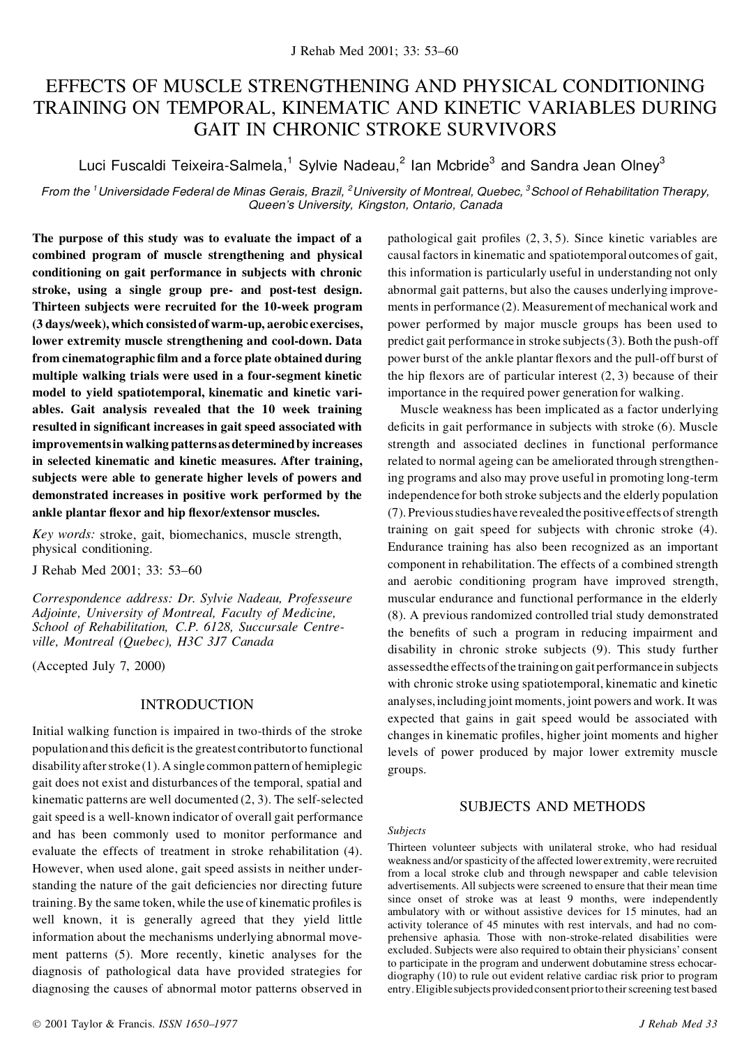# EFFECTS OF MUSCLE STRENGTHENING AND PHYSICAL CONDITIONING TRAINING ON TEMPORAL, KINEMATIC AND KINETIC VARIABLES DURING GAIT IN CHRONIC STROKE SURVIVORS

Luci Fuscaldi Teixeira-Salmela,[1] Sylvie Nadeau,[2] Ian Mcbride[3] and Sandra Jean Olney[3]

*From the [1]Universidade Federal de Minas Gerais, Brazil, [2]University of Montreal, Quebec, [3]School of Rehabilitation Therapy, Queen's University, Kingston, Ontario, Canada*

**The purpose of this study was to evaluate the impact of a combined program of muscle strengthening and physical conditioning on gait performance in subjects with chronic stroke, using a single group pre- and post-test design. Thirteen subjects were recruited for the 10-week program (3 days/week), which consisted of warm-up, aerobic exercises, lower extremity muscle strengthening and cool-down. Data from cinematographic film and a force plate obtained during multiple walking trials were used in a four-segment kinetic model to yield spatiotemporal, kinematic and kinetic variables. Gait analysis revealed that the 10 week training resulted in significant increases in gait speed associated with improvements in walking patterns as determined by increases in selected kinematic and kinetic measures. After training, subjects were able to generate higher levels of powers and demonstrated increases in positive work performed by the ankle plantar flexor and hip flexor/extensor muscles.**

*Key words:* stroke, gait, biomechanics, muscle strength, physical conditioning.

J Rehab Med 2001; 33: 53–60

*Correspondence address: Dr. Sylvie Nadeau, Professeure Adjointe, University of Montreal, Faculty of Medicine, School of Rehabilitation, C.P. 6128, Succursale Centre-ville, Montreal (Quebec), H3C 3J7 Canada*

(Accepted July 7, 2000)

## INTRODUCTION

Initial walking function is impaired in two-thirds of the stroke population and this deficit is the greatest contributor to functional disability after stroke (1). A single common pattern of hemiplegic gait does not exist and disturbances of the temporal, spatial and kinematic patterns are well documented (2, 3). The self-selected gait speed is a well-known indicator of overall gait performance and has been commonly used to monitor performance and evaluate the effects of treatment in stroke rehabilitation (4). However, when used alone, gait speed assists in neither understanding the nature of the gait deficiencies nor directing future training. By the same token, while the use of kinematic profiles is well known, it is generally agreed that they yield little information about the mechanisms underlying abnormal movement patterns (5). More recently, kinetic analyses for the diagnosis of pathological data have provided strategies for diagnosing the causes of abnormal motor patterns observed in pathological gait profiles (2, 3, 5). Since kinetic variables are causal factors in kinematic and spatiotemporal outcomes of gait, this information is particularly useful in understanding not only abnormal gait patterns, but also the causes underlying improvements in performance (2). Measurement of mechanical work and power performed by major muscle groups has been used to predict gait performance in stroke subjects (3). Both the push-off power burst of the ankle plantar flexors and the pull-off burst of the hip flexors are of particular interest (2, 3) because of their importance in the required power generation for walking.

Muscle weakness has been implicated as a factor underlying deficits in gait performance in subjects with stroke (6). Muscle strength and associated declines in functional performance related to normal ageing can be ameliorated through strengthening programs and also may prove useful in promoting long-term independence for both stroke subjects and the elderly population (7). Previous studies have revealed the positive effects of strength training on gait speed for subjects with chronic stroke (4). Endurance training has also been recognized as an important component in rehabilitation. The effects of a combined strength and aerobic conditioning program have improved strength, muscular endurance and functional performance in the elderly (8). A previous randomized controlled trial study demonstrated the benefits of such a program in reducing impairment and disability in chronic stroke subjects (9). This study further assessed the effects of the training on gait performance in subjects with chronic stroke using spatiotemporal, kinematic and kinetic analyses, including joint moments, joint powers and work. It was expected that gains in gait speed would be associated with changes in kinematic profiles, higher joint moments and higher levels of power produced by major lower extremity muscle groups.

## SUBJECTS AND METHODS

### *Subjects*

Thirteen volunteer subjects with unilateral stroke, who had residual weakness and/or spasticity of the affected lower extremity, were recruited from a local stroke club and through newspaper and cable television advertisements. All subjects were screened to ensure that their mean time since onset of stroke was at least 9 months, were independently ambulatory with or without assistive devices for 15 minutes, had an activity tolerance of 45 minutes with rest intervals, and had no comprehensive aphasia. Those with non-stroke-related disabilities were excluded. Subjects were also required to obtain their physicians' consent to participate in the program and underwent dobutamine stress echocardiography (10) to rule out evident relative cardiac risk prior to program entry. Eligible subjects provided consent prior to their screening test based

© 2001 Taylor & Francis. *ISSN 1650–1977*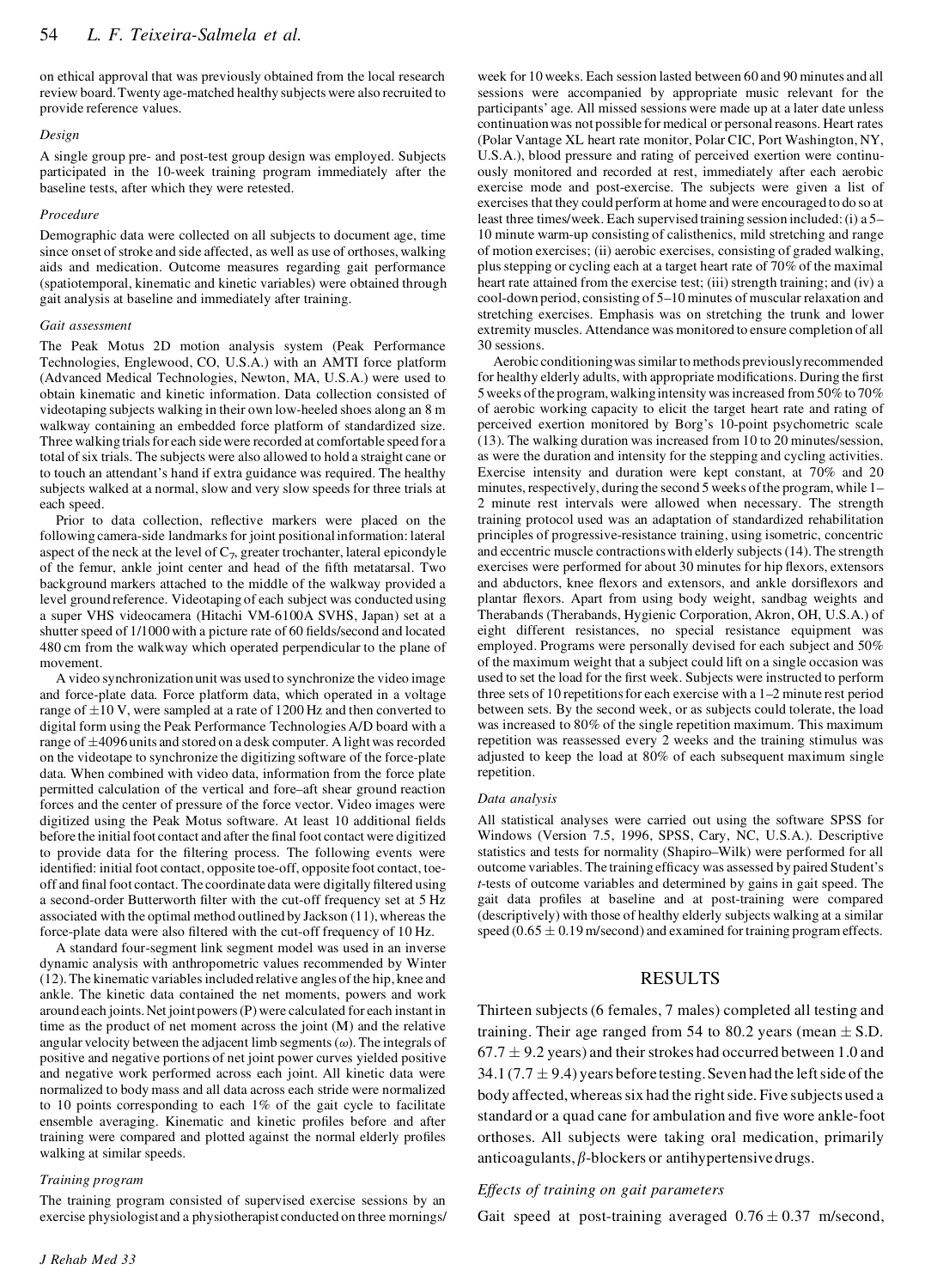on ethical approval that was previously obtained from the local research review board. Twenty age-matched healthy subjects were also recruited to provide reference values.

### *Design*

A single group pre- and post-test group design was employed. Subjects participated in the 10-week training program immediately after the baseline tests, after which they were retested.

### *Procedure*

Demographic data were collected on all subjects to document age, time since onset of stroke and side affected, as well as use of orthoses, walking aids and medication. Outcome measures regarding gait performance (spatiotemporal, kinematic and kinetic variables) were obtained through gait analysis at baseline and immediately after training.

### *Gait assessment*

The Peak Motus 2D motion analysis system (Peak Performance Technologies, Englewood, CO, U.S.A.) with an AMTI force platform (Advanced Medical Technologies, Newton, MA, U.S.A.) were used to obtain kinematic and kinetic information. Data collection consisted of videotaping subjects walking in their own low-heeled shoes along an 8 m walkway containing an embedded force platform of standardized size. Three walking trials for each side were recorded at comfortable speed for a total of six trials. The subjects were also allowed to hold a straight cane or to touch an attendant's hand if extra guidance was required. The healthy subjects walked at a normal, slow and very slow speeds for three trials at each speed.

Prior to data collection, reflective markers were placed on the following camera-side landmarks for joint positional information: lateral aspect of the neck at the level of $C_7$, greater trochanter, lateral epicondyle of the femur, ankle joint center and head of the fifth metatarsal. Two background markers attached to the middle of the walkway provided a level ground reference. Videotaping of each subject was conducted using a super VHS videocamera (Hitachi VM-6100A SVHS, Japan) set at a shutter speed of 1/1000 with a picture rate of 60 fields/second and located 480 cm from the walkway which operated perpendicular to the plane of movement.

A video synchronization unit was used to synchronize the video image and force-plate data. Force platform data, which operated in a voltage range of $\pm 10$ V, were sampled at a rate of 1200 Hz and then converted to digital form using the Peak Performance Technologies A/D board with a range of $\pm 4096$ units and stored on a desk computer. A light was recorded on the videotape to synchronize the digitizing software of the force-plate data. When combined with video data, information from the force plate permitted calculation of the vertical and fore–aft shear ground reaction forces and the center of pressure of the force vector. Video images were digitized using the Peak Motus software. At least 10 additional fields before the initial foot contact and after the final foot contact were digitized to provide data for the filtering process. The following events were identified: initial foot contact, opposite toe-off, opposite foot contact, toe-off and final foot contact. The coordinate data were digitally filtered using a second-order Butterworth filter with the cut-off frequency set at 5 Hz associated with the optimal method outlined by Jackson (11), whereas the force-plate data were also filtered with the cut-off frequency of 10 Hz.

A standard four-segment link segment model was used in an inverse dynamic analysis with anthropometric values recommended by Winter (12). The kinematic variables included relative angles of the hip, knee and ankle. The kinetic data contained the net moments, powers and work around each joints. Net joint powers (P) were calculated for each instant in time as the product of net moment across the joint (M) and the relative angular velocity between the adjacent limb segments ($\omega$). The integrals of positive and negative portions of net joint power curves yielded positive and negative work performed across each joint. All kinetic data were normalized to body mass and all data across each stride were normalized to 10 points corresponding to each 1% of the gait cycle to facilitate ensemble averaging. Kinematic and kinetic profiles before and after training were compared and plotted against the normal elderly profiles walking at similar speeds.

### *Training program*

The training program consisted of supervised exercise sessions by an exercise physiologist and a physiotherapist conducted on three mornings/week for 10 weeks. Each session lasted between 60 and 90 minutes and all sessions were accompanied by appropriate music relevant for the participants' age. All missed sessions were made up at a later date unless continuation was not possible for medical or personal reasons. Heart rates (Polar Vantage XL heart rate monitor, Polar CIC, Port Washington, NY, U.S.A.), blood pressure and rating of perceived exertion were continuously monitored and recorded at rest, immediately after each aerobic exercise mode and post-exercise. The subjects were given a list of exercises that they could perform at home and were encouraged to do so at least three times/week. Each supervised training session included: (i) a 5–10 minute warm-up consisting of calisthenics, mild stretching and range of motion exercises; (ii) aerobic exercises, consisting of graded walking, plus stepping or cycling each at a target heart rate of 70% of the maximal heart rate attained from the exercise test; (iii) strength training; and (iv) a cool-down period, consisting of 5–10 minutes of muscular relaxation and stretching exercises. Emphasis was on stretching the trunk and lower extremity muscles. Attendance was monitored to ensure completion of all 30 sessions.

Aerobic conditioning was similar to methods previously recommended for healthy elderly adults, with appropriate modifications. During the first 5 weeks of the program, walking intensity was increased from 50% to 70% of aerobic working capacity to elicit the target heart rate and rating of perceived exertion monitored by Borg's 10-point psychometric scale (13). The walking duration was increased from 10 to 20 minutes/session, as were the duration and intensity for the stepping and cycling activities. Exercise intensity and duration were kept constant, at 70% and 20 minutes, respectively, during the second 5 weeks of the program, while 1–2 minute rest intervals were allowed when necessary. The strength training protocol used was an adaptation of standardized rehabilitation principles of progressive-resistance training, using isometric, concentric and eccentric muscle contractions with elderly subjects (14). The strength exercises were performed for about 30 minutes for hip flexors, extensors and abductors, knee flexors and extensors, and ankle dorsiflexors and plantar flexors. Apart from using body weight, sandbag weights and Therabands (Therabands, Hygienic Corporation, Akron, OH, U.S.A.) of eight different resistances, no special resistance equipment was employed. Programs were personally devised for each subject and 50% of the maximum weight that a subject could lift on a single occasion was used to set the load for the first week. Subjects were instructed to perform three sets of 10 repetitions for each exercise with a 1–2 minute rest period between sets. By the second week, or as subjects could tolerate, the load was increased to 80% of the single repetition maximum. This maximum repetition was reassessed every 2 weeks and the training stimulus was adjusted to keep the load at 80% of each subsequent maximum single repetition.

### *Data analysis*

All statistical analyses were carried out using the software SPSS for Windows (Version 7.5, 1996, SPSS, Cary, NC, U.S.A.). Descriptive statistics and tests for normality (Shapiro–Wilk) were performed for all outcome variables. The training efficacy was assessed by paired Student's *t*-tests of outcome variables and determined by gains in gait speed. The gait data profiles at baseline and at post-training were compared (descriptively) with those of healthy elderly subjects walking at a similar speed ($0.65 \pm 0.19$ m/second) and examined for training program effects.

## RESULTS

Thirteen subjects (6 females, 7 males) completed all testing and training. Their age ranged from 54 to 80.2 years (mean $\pm$ S.D. $67.7 \pm 9.2$ years) and their strokes had occurred between 1.0 and 34.1 ($7.7 \pm 9.4$) years before testing. Seven had the left side of the body affected, whereas six had the right side. Five subjects used a standard or a quad cane for ambulation and five wore ankle-foot orthoses. All subjects were taking oral medication, primarily anticoagulants, $\beta$-blockers or antihypertensive drugs.

### *Effects of training on gait parameters*

Gait speed at post-training averaged $0.76 \pm 0.37$ m/second,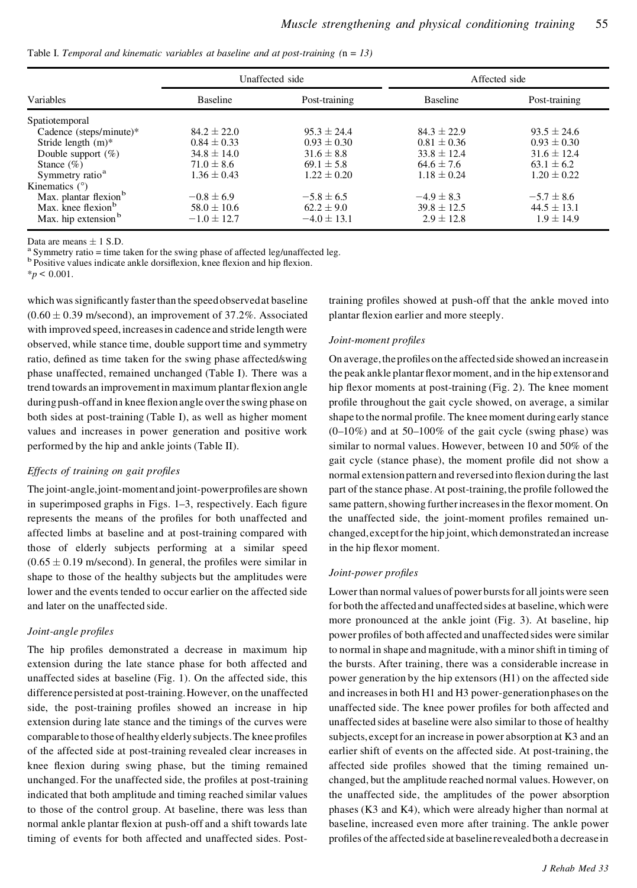Table I. *Temporal and kinematic variables at baseline and at post-training* ($n = 13$)

| Variables | Unaffected side | | Affected side | |
|---|---|---|---|---|
| | Baseline | Post-training | Baseline | Post-training |
| Spatiotemporal | | | | |
| Cadence (steps/minute)* | $84.2 \pm 22.0$ | $95.3 \pm 24.4$ | $84.3 \pm 22.9$ | $93.5 \pm 24.6$ |
| Stride length (m)* | $0.84 \pm 0.33$ | $0.93 \pm 0.30$ | $0.81 \pm 0.36$ | $0.93 \pm 0.30$ |
| Double support (%) | $34.8 \pm 14.0$ | $31.6 \pm 8.8$ | $33.8 \pm 12.4$ | $31.6 \pm 12.4$ |
| Stance (%) | $71.0 \pm 8.6$ | $69.1 \pm 5.8$ | $64.6 \pm 7.6$ | $63.1 \pm 6.2$ |
| Symmetry ratio[a] | $1.36 \pm 0.43$ | $1.22 \pm 0.20$ | $1.18 \pm 0.24$ | $1.20 \pm 0.22$ |
| Kinematics (°) | | | | |
| Max. plantar flexion[b] | $-0.8 \pm 6.9$ | $-5.8 \pm 6.5$ | $-4.9 \pm 8.3$ | $-5.7 \pm 8.6$ |
| Max. knee flexion[b] | $58.0 \pm 10.6$ | $62.2 \pm 9.0$ | $39.8 \pm 12.5$ | $44.5 \pm 13.1$ |
| Max. hip extension[b] | $-1.0 \pm 12.7$ | $-4.0 \pm 13.1$ | $2.9 \pm 12.8$ | $1.9 \pm 14.9$ |

Data are means ± 1 S.D.
[a] Symmetry ratio = time taken for the swing phase of affected leg/unaffected leg.
[b] Positive values indicate ankle dorsiflexion, knee flexion and hip flexion.
*$p < 0.001$.

which was significantly faster than the speed observed at baseline ($0.60 \pm 0.39$ m/second), an improvement of 37.2%. Associated with improved speed, increases in cadence and stride length were observed, while stance time, double support time and symmetry ratio, defined as time taken for the swing phase affected/swing phase unaffected, remained unchanged (Table I). There was a trend towards an improvement in maximum plantar flexion angle during push-off and in knee flexion angle over the swing phase on both sides at post-training (Table I), as well as higher moment values and increases in power generation and positive work performed by the hip and ankle joints (Table II).

### *Effects of training on gait profiles*

The joint-angle, joint-moment and joint-power profiles are shown in superimposed graphs in Figs. 1–3, respectively. Each figure represents the means of the profiles for both unaffected and affected limbs at baseline and at post-training compared with those of elderly subjects performing at a similar speed ($0.65 \pm 0.19$ m/second). In general, the profiles were similar in shape to those of the healthy subjects but the amplitudes were lower and the events tended to occur earlier on the affected side and later on the unaffected side.

### *Joint-angle profiles*

The hip profiles demonstrated a decrease in maximum hip extension during the late stance phase for both affected and unaffected sides at baseline (Fig. 1). On the affected side, this difference persisted at post-training. However, on the unaffected side, the post-training profiles showed an increase in hip extension during late stance and the timings of the curves were comparable to those of healthy elderly subjects. The knee profiles of the affected side at post-training revealed clear increases in knee flexion during swing phase, but the timing remained unchanged. For the unaffected side, the profiles at post-training indicated that both amplitude and timing reached similar values to those of the control group. At baseline, there was less than normal ankle plantar flexion at push-off and a shift towards late timing of events for both affected and unaffected sides. Post-training profiles showed at push-off that the ankle moved into plantar flexion earlier and more steeply.

### *Joint-moment profiles*

On average, the profiles on the affected side showed an increase in the peak ankle plantar flexor moment, and in the hip extensor and hip flexor moments at post-training (Fig. 2). The knee moment profile throughout the gait cycle showed, on average, a similar shape to the normal profile. The knee moment during early stance (0–10%) and at 50–100% of the gait cycle (swing phase) was similar to normal values. However, between 10 and 50% of the gait cycle (stance phase), the moment profile did not show a normal extension pattern and reversed into flexion during the last part of the stance phase. At post-training, the profile followed the same pattern, showing further increases in the flexor moment. On the unaffected side, the joint-moment profiles remained unchanged, except for the hip joint, which demonstrated an increase in the hip flexor moment.

### *Joint-power profiles*

Lower than normal values of power bursts for all joints were seen for both the affected and unaffected sides at baseline, which were more pronounced at the ankle joint (Fig. 3). At baseline, hip power profiles of both affected and unaffected sides were similar to normal in shape and magnitude, with a minor shift in timing of the bursts. After training, there was a considerable increase in power generation by the hip extensors (H1) on the affected side and increases in both H1 and H3 power-generation phases on the unaffected side. The knee power profiles for both affected and unaffected sides at baseline were also similar to those of healthy subjects, except for an increase in power absorption at K3 and an earlier shift of events on the affected side. At post-training, the affected side profiles showed that the timing remained unchanged, but the amplitude reached normal values. However, on the unaffected side, the amplitudes of the power absorption phases (K3 and K4), which were already higher than normal at baseline, increased even more after training. The ankle power profiles of the affected side at baseline revealed both a decrease in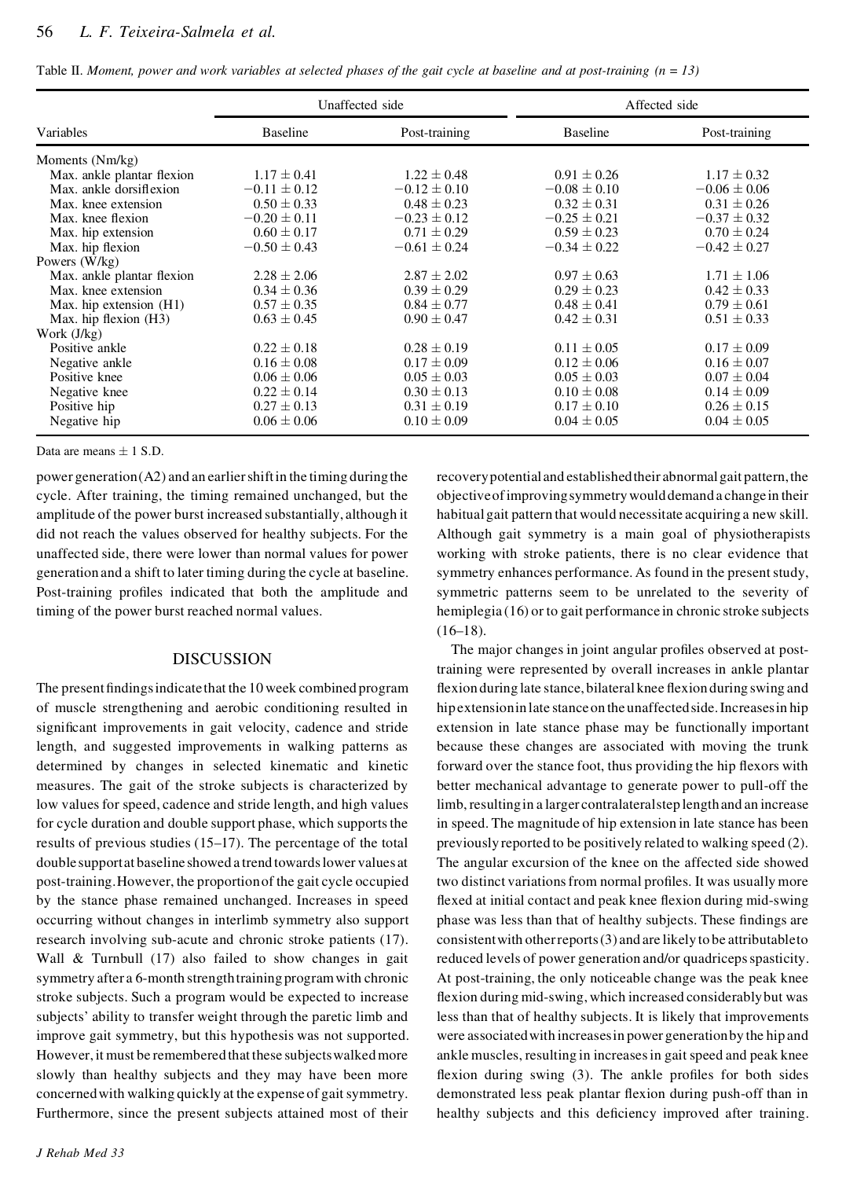Table II. *Moment, power and work variables at selected phases of the gait cycle at baseline and at post-training (n = 13)*

| Variables | Unaffected side | | Affected side | |
|---|---|---|---|---|
| | Baseline | Post-training | Baseline | Post-training |
| Moments (Nm/kg) | | | | |
| Max. ankle plantar flexion | 1.17 ± 0.41 | 1.22 ± 0.48 | 0.91 ± 0.26 | 1.17 ± 0.32 |
| Max. ankle dorsiflexion | −0.11 ± 0.12 | −0.12 ± 0.10 | −0.08 ± 0.10 | −0.06 ± 0.06 |
| Max. knee extension | 0.50 ± 0.33 | 0.48 ± 0.23 | 0.32 ± 0.31 | 0.31 ± 0.26 |
| Max. knee flexion | −0.20 ± 0.11 | −0.23 ± 0.12 | −0.25 ± 0.21 | −0.37 ± 0.32 |
| Max. hip extension | 0.60 ± 0.17 | 0.71 ± 0.29 | 0.59 ± 0.23 | 0.70 ± 0.24 |
| Max. hip flexion | −0.50 ± 0.43 | −0.61 ± 0.24 | −0.34 ± 0.22 | −0.42 ± 0.27 |
| Powers (W/kg) | | | | |
| Max. ankle plantar flexion | 2.28 ± 2.06 | 2.87 ± 2.02 | 0.97 ± 0.63 | 1.71 ± 1.06 |
| Max. knee extension | 0.34 ± 0.36 | 0.39 ± 0.29 | 0.29 ± 0.23 | 0.42 ± 0.33 |
| Max. hip extension (H1) | 0.57 ± 0.35 | 0.84 ± 0.77 | 0.48 ± 0.41 | 0.79 ± 0.61 |
| Max. hip flexion (H3) | 0.63 ± 0.45 | 0.90 ± 0.47 | 0.42 ± 0.31 | 0.51 ± 0.33 |
| Work (J/kg) | | | | |
| Positive ankle | 0.22 ± 0.18 | 0.28 ± 0.19 | 0.11 ± 0.05 | 0.17 ± 0.09 |
| Negative ankle | 0.16 ± 0.08 | 0.17 ± 0.09 | 0.12 ± 0.06 | 0.16 ± 0.07 |
| Positive knee | 0.06 ± 0.06 | 0.05 ± 0.03 | 0.05 ± 0.03 | 0.07 ± 0.04 |
| Negative knee | 0.22 ± 0.14 | 0.30 ± 0.13 | 0.10 ± 0.08 | 0.14 ± 0.09 |
| Positive hip | 0.27 ± 0.13 | 0.31 ± 0.19 | 0.17 ± 0.10 | 0.26 ± 0.15 |
| Negative hip | 0.06 ± 0.06 | 0.10 ± 0.09 | 0.04 ± 0.05 | 0.04 ± 0.05 |

Data are means ± 1 S.D.

power generation (A2) and an earlier shift in the timing during the cycle. After training, the timing remained unchanged, but the amplitude of the power burst increased substantially, although it did not reach the values observed for healthy subjects. For the unaffected side, there were lower than normal values for power generation and a shift to later timing during the cycle at baseline. Post-training profiles indicated that both the amplitude and timing of the power burst reached normal values.

## DISCUSSION

The present findings indicate that the 10 week combined program of muscle strengthening and aerobic conditioning resulted in significant improvements in gait velocity, cadence and stride length, and suggested improvements in walking patterns as determined by changes in selected kinematic and kinetic measures. The gait of the stroke subjects is characterized by low values for speed, cadence and stride length, and high values for cycle duration and double support phase, which supports the results of previous studies (15–17). The percentage of the total double support at baseline showed a trend towards lower values at post-training. However, the proportion of the gait cycle occupied by the stance phase remained unchanged. Increases in speed occurring without changes in interlimb symmetry also support research involving sub-acute and chronic stroke patients (17). Wall & Turnbull (17) also failed to show changes in gait symmetry after a 6-month strength training program with chronic stroke subjects. Such a program would be expected to increase subjects' ability to transfer weight through the paretic limb and improve gait symmetry, but this hypothesis was not supported. However, it must be remembered that these subjects walked more slowly than healthy subjects and they may have been more concerned with walking quickly at the expense of gait symmetry. Furthermore, since the present subjects attained most of their recovery potential and established their abnormal gait pattern, the objective of improving symmetry would demand a change in their habitual gait pattern that would necessitate acquiring a new skill. Although gait symmetry is a main goal of physiotherapists working with stroke patients, there is no clear evidence that symmetry enhances performance. As found in the present study, symmetric patterns seem to be unrelated to the severity of hemiplegia (16) or to gait performance in chronic stroke subjects (16–18).

The major changes in joint angular profiles observed at post-training were represented by overall increases in ankle plantar flexion during late stance, bilateral knee flexion during swing and hip extension in late stance on the unaffected side. Increases in hip extension in late stance phase may be functionally important because these changes are associated with moving the trunk forward over the stance foot, thus providing the hip flexors with better mechanical advantage to generate power to pull-off the limb, resulting in a larger contralateral step length and an increase in speed. The magnitude of hip extension in late stance has been previously reported to be positively related to walking speed (2). The angular excursion of the knee on the affected side showed two distinct variations from normal profiles. It was usually more flexed at initial contact and peak knee flexion during mid-swing phase was less than that of healthy subjects. These findings are consistent with other reports (3) and are likely to be attributable to reduced levels of power generation and/or quadriceps spasticity. At post-training, the only noticeable change was the peak knee flexion during mid-swing, which increased considerably but was less than that of healthy subjects. It is likely that improvements were associated with increases in power generation by the hip and ankle muscles, resulting in increases in gait speed and peak knee flexion during swing (3). The ankle profiles for both sides demonstrated less peak plantar flexion during push-off than in healthy subjects and this deficiency improved after training.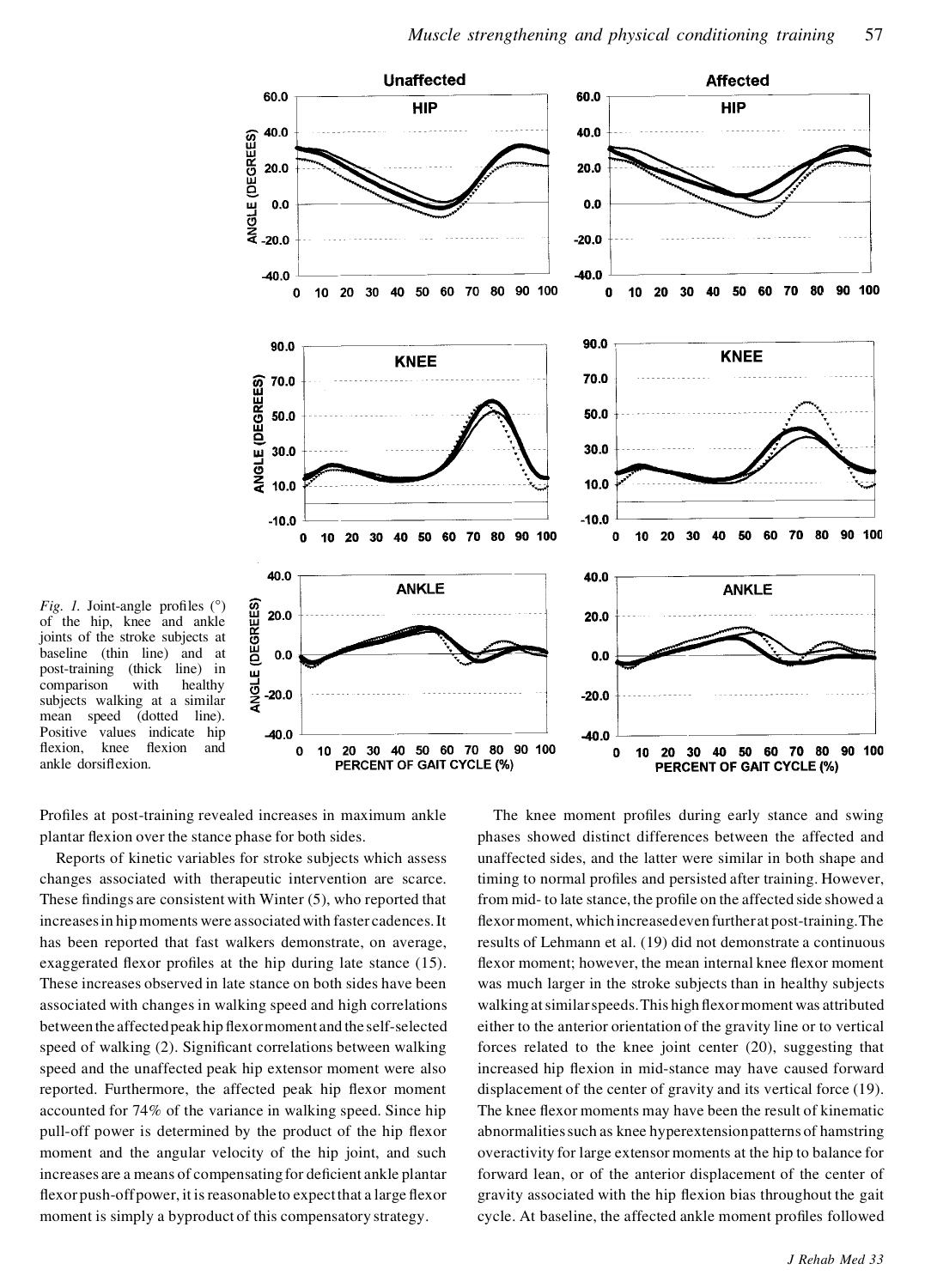*Fig. 1.* Joint-angle profiles (°) of the hip, knee and ankle joints of the stroke subjects at baseline (thin line) and at post-training (thick line) in comparison with healthy subjects walking at a similar mean speed (dotted line). Positive values indicate hip flexion, knee flexion and ankle dorsiflexion.

Profiles at post-training revealed increases in maximum ankle plantar flexion over the stance phase for both sides.

Reports of kinetic variables for stroke subjects which assess changes associated with therapeutic intervention are scarce. These findings are consistent with Winter (5), who reported that increases in hip moments were associated with faster cadences. It has been reported that fast walkers demonstrate, on average, exaggerated flexor profiles at the hip during late stance (15). These increases observed in late stance on both sides have been associated with changes in walking speed and high correlations between the affected peak hip flexor moment and the self-selected speed of walking (2). Significant correlations between walking speed and the unaffected peak hip extensor moment were also reported. Furthermore, the affected peak hip flexor moment accounted for 74% of the variance in walking speed. Since hip pull-off power is determined by the product of the hip flexor moment and the angular velocity of the hip joint, and such increases are a means of compensating for deficient ankle plantar flexor push-off power, it is reasonable to expect that a large flexor moment is simply a byproduct of this compensatory strategy.

The knee moment profiles during early stance and swing phases showed distinct differences between the affected and unaffected sides, and the latter were similar in both shape and timing to normal profiles and persisted after training. However, from mid- to late stance, the profile on the affected side showed a flexor moment, which increased even further at post-training. The results of Lehmann et al. (19) did not demonstrate a continuous flexor moment; however, the mean internal knee flexor moment was much larger in the stroke subjects than in healthy subjects walking at similar speeds. This high flexor moment was attributed either to the anterior orientation of the gravity line or to vertical forces related to the knee joint center (20), suggesting that increased hip flexion in mid-stance may have caused forward displacement of the center of gravity and its vertical force (19). The knee flexor moments may have been the result of kinematic abnormalities such as knee hyperextension patterns of hamstring overactivity for large extensor moments at the hip to balance for forward lean, or of the anterior displacement of the center of gravity associated with the hip flexion bias throughout the gait cycle. At baseline, the affected ankle moment profiles followed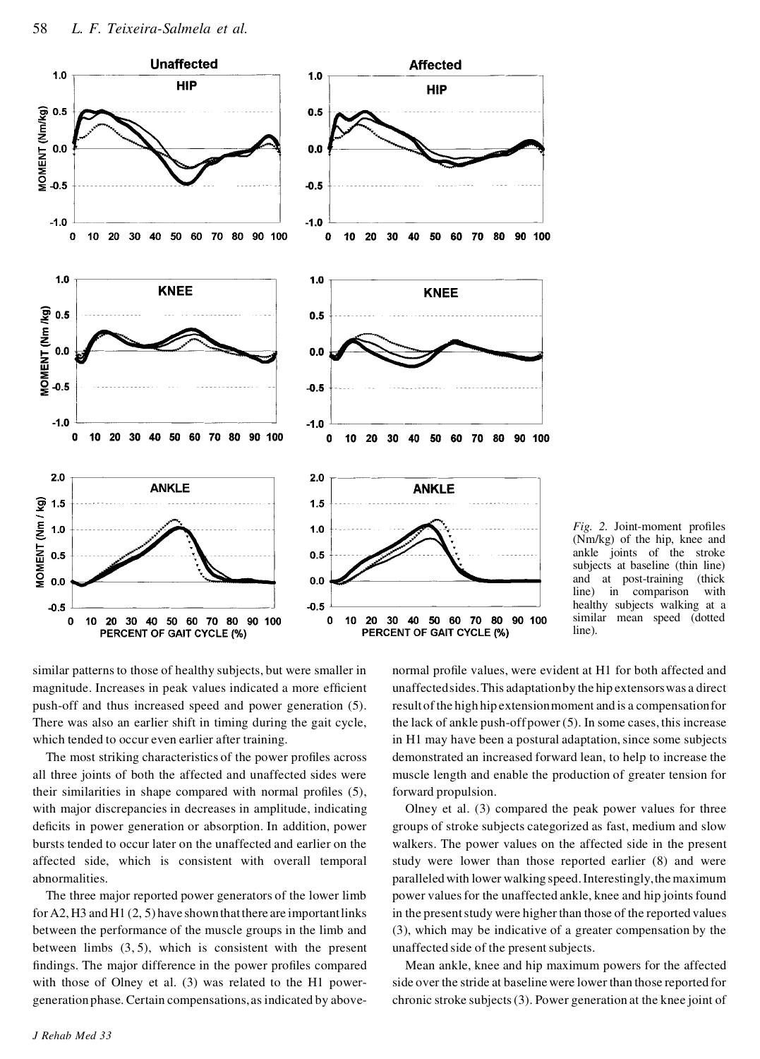*Fig. 2.* Joint-moment profiles (Nm/kg) of the hip, knee and ankle joints of the stroke subjects at baseline (thin line) and at post-training (thick line) in comparison with healthy subjects walking at a similar mean speed (dotted line).

similar patterns to those of healthy subjects, but were smaller in magnitude. Increases in peak values indicated a more efficient push-off and thus increased speed and power generation (5). There was also an earlier shift in timing during the gait cycle, which tended to occur even earlier after training.

The most striking characteristics of the power profiles across all three joints of both the affected and unaffected sides were their similarities in shape compared with normal profiles (5), with major discrepancies in decreases in amplitude, indicating deficits in power generation or absorption. In addition, power bursts tended to occur later on the unaffected and earlier on the affected side, which is consistent with overall temporal abnormalities.

The three major reported power generators of the lower limb for A2, H3 and H1 (2, 5) have shown that there are important links between the performance of the muscle groups in the limb and between limbs (3, 5), which is consistent with the present findings. The major difference in the power profiles compared with those of Olney et al. (3) was related to the H1 power-generation phase. Certain compensations, as indicated by above-normal profile values, were evident at H1 for both affected and unaffected sides. This adaptation by the hip extensors was a direct result of the high hip extension moment and is a compensation for the lack of ankle push-off power (5). In some cases, this increase in H1 may have been a postural adaptation, since some subjects demonstrated an increased forward lean, to help to increase the muscle length and enable the production of greater tension for forward propulsion.

Olney et al. (3) compared the peak power values for three groups of stroke subjects categorized as fast, medium and slow walkers. The power values on the affected side in the present study were lower than those reported earlier (8) and were paralleled with lower walking speed. Interestingly, the maximum power values for the unaffected ankle, knee and hip joints found in the present study were higher than those of the reported values (3), which may be indicative of a greater compensation by the unaffected side of the present subjects.

Mean ankle, knee and hip maximum powers for the affected side over the stride at baseline were lower than those reported for chronic stroke subjects (3). Power generation at the knee joint of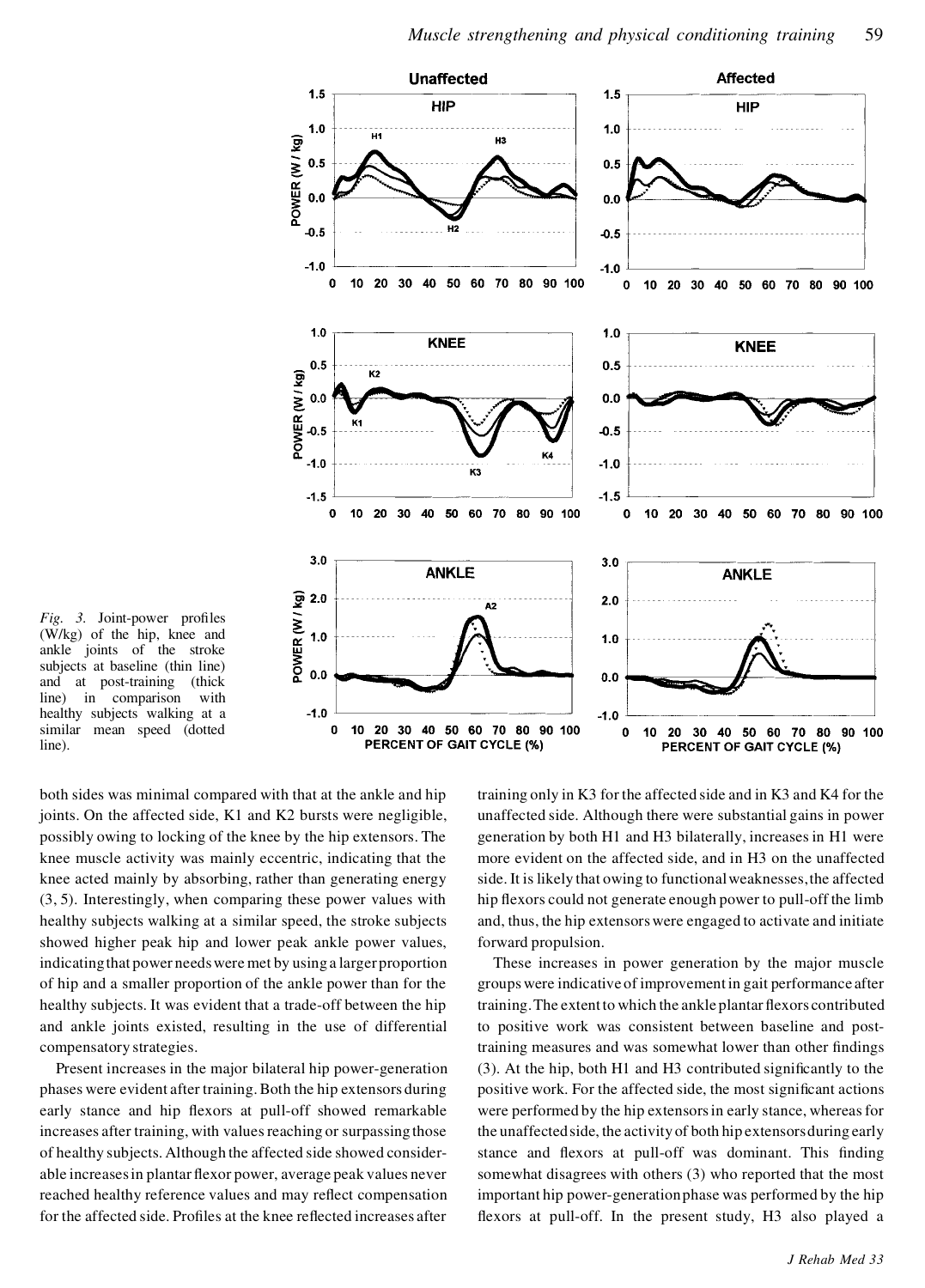*Fig. 3.* Joint-power profiles (W/kg) of the hip, knee and ankle joints of the stroke subjects at baseline (thin line) and at post-training (thick line) in comparison with healthy subjects walking at a similar mean speed (dotted line).

both sides was minimal compared with that at the ankle and hip joints. On the affected side, K1 and K2 bursts were negligible, possibly owing to locking of the knee by the hip extensors. The knee muscle activity was mainly eccentric, indicating that the knee acted mainly by absorbing, rather than generating energy (3, 5). Interestingly, when comparing these power values with healthy subjects walking at a similar speed, the stroke subjects showed higher peak hip and lower peak ankle power values, indicating that power needs were met by using a larger proportion of hip and a smaller proportion of the ankle power than for the healthy subjects. It was evident that a trade-off between the hip and ankle joints existed, resulting in the use of differential compensatory strategies.

Present increases in the major bilateral hip power-generation phases were evident after training. Both the hip extensors during early stance and hip flexors at pull-off showed remarkable increases after training, with values reaching or surpassing those of healthy subjects. Although the affected side showed considerable increases in plantar flexor power, average peak values never reached healthy reference values and may reflect compensation for the affected side. Profiles at the knee reflected increases after training only in K3 for the affected side and in K3 and K4 for the unaffected side. Although there were substantial gains in power generation by both H1 and H3 bilaterally, increases in H1 were more evident on the affected side, and in H3 on the unaffected side. It is likely that owing to functional weaknesses, the affected hip flexors could not generate enough power to pull-off the limb and, thus, the hip extensors were engaged to activate and initiate forward propulsion.

These increases in power generation by the major muscle groups were indicative of improvement in gait performance after training. The extent to which the ankle plantar flexors contributed to positive work was consistent between baseline and post-training measures and was somewhat lower than other findings (3). At the hip, both H1 and H3 contributed significantly to the positive work. For the affected side, the most significant actions were performed by the hip extensors in early stance, whereas for the unaffected side, the activity of both hip extensors during early stance and flexors at pull-off was dominant. This finding somewhat disagrees with others (3) who reported that the most important hip power-generation phase was performed by the hip flexors at pull-off. In the present study, H3 also played a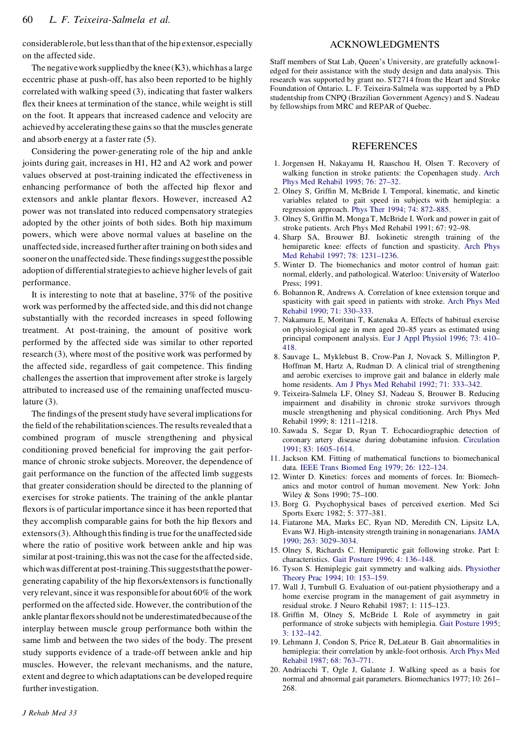considerable role, but less than that of the hip extensor, especially on the affected side.

The negative work supplied by the knee (K3), which has a large eccentric phase at push-off, has also been reported to be highly correlated with walking speed (3), indicating that faster walkers flex their knees at termination of the stance, while weight is still on the foot. It appears that increased cadence and velocity are achieved by accelerating these gains so that the muscles generate and absorb energy at a faster rate (5).

Considering the power-generating role of the hip and ankle joints during gait, increases in H1, H2 and A2 work and power values observed at post-training indicated the effectiveness in enhancing performance of both the affected hip flexor and extensors and ankle plantar flexors. However, increased A2 power was not translated into reduced compensatory strategies adopted by the other joints of both sides. Both hip maximum powers, which were above normal values at baseline on the unaffected side, increased further after training on both sides and sooner on the unaffected side. These findings suggest the possible adoption of differential strategies to achieve higher levels of gait performance.

It is interesting to note that at baseline, 37% of the positive work was performed by the affected side, and this did not change substantially with the recorded increases in speed following treatment. At post-training, the amount of positive work performed by the affected side was similar to other reported research (3), where most of the positive work was performed by the affected side, regardless of gait competence. This finding challenges the assertion that improvement after stroke is largely attributed to increased use of the remaining unaffected musculature (3).

The findings of the present study have several implications for the field of the rehabilitation sciences. The results revealed that a combined program of muscle strengthening and physical conditioning proved beneficial for improving the gait performance of chronic stroke subjects. Moreover, the dependence of gait performance on the function of the affected limb suggests that greater consideration should be directed to the planning of exercises for stroke patients. The training of the ankle plantar flexors is of particular importance since it has been reported that they accomplish comparable gains for both the hip flexors and extensors (3). Although this finding is true for the unaffected side where the ratio of positive work between ankle and hip was similar at post-training, this was not the case for the affected side, which was different at post-training. This suggests that the power-generating capability of the hip flexors/extensors is functionally very relevant, since it was responsible for about 60% of the work performed on the affected side. However, the contribution of the ankle plantar flexors should not be underestimated because of the interplay between muscle group performance both within the same limb and between the two sides of the body. The present study supports evidence of a trade-off between ankle and hip muscles. However, the relevant mechanisms, and the nature, extent and degree to which adaptations can be developed require further investigation.

## ACKNOWLEDGMENTS

Staff members of Stat Lab, Queen's University, are gratefully acknowledged for their assistance with the study design and data analysis. This research was supported by grant no. ST2714 from the Heart and Stroke Foundation of Ontario. L. F. Teixeira-Salmela was supported by a PhD studentship from CNPQ (Brazilian Government Agency) and S. Nadeau by fellowships from MRC and REPAR of Quebec.

## REFERENCES

1. Jorgensen H, Nakayama H, Raaschou H, Olsen T. Recovery of walking function in stroke patients: the Copenhagen study. Arch Phys Med Rehabil 1995; 76: 27–32.
2. Olney S, Griffin M, McBride I. Temporal, kinematic, and kinetic variables related to gait speed in subjects with hemiplegia: a regression approach. Phys Ther 1994; 74: 872–885.
3. Olney S, Griffin M, Monga T, McBride I. Work and power in gait of stroke patients. Arch Phys Med Rehabil 1991; 67: 92–98.
4. Sharp SA, Brouwer BJ. Isokinetic strength training of the hemiparetic knee: effects of function and spasticity. Arch Phys Med Rehabil 1997; 78: 1231–1236.
5. Winter D. The biomechanics and motor control of human gait: normal, elderly, and pathological. Waterloo: University of Waterloo Press; 1991.
6. Bohannon R, Andrews A. Correlation of knee extension torque and spasticity with gait speed in patients with stroke. Arch Phys Med Rehabil 1990; 71: 330–333.
7. Nakamura E, Moritani T, Katenaka A. Effects of habitual exercise on physiological age in men aged 20–85 years as estimated using principal component analysis. Eur J Appl Physiol 1996; 73: 410–418.
8. Sauvage L, Myklebust B, Crow-Pan J, Novack S, Millington P, Hoffman M, Hartz A, Rudman D. A clinical trial of strengthening and aerobic exercises to improve gait and balance in elderly male home residents. Am J Phys Med Rehabil 1992; 71: 333–342.
9. Teixeira-Salmela LF, Olney SJ, Nadeau S, Brouwer B. Reducing impairment and disability in chronic stroke survivors through muscle strengthening and physical conditioning. Arch Phys Med Rehabil 1999; 8: 1211–1218.
10. Sawada S, Segar D, Ryan T. Echocardiographic detection of coronary artery disease during dobutamine infusion. Circulation 1991; 83: 1605–1614.
11. Jackson KM. Fitting of mathematical functions to biomechanical data. IEEE Trans Biomed Eng 1979; 26: 122–124.
12. Winter D. Kinetics: forces and moments of forces. In: Biomechanics and motor control of human movement. New York: John Wiley & Sons 1990; 75–100.
13. Borg G. Psychophysical bases of perceived exertion. Med Sci Sports Exerc 1982; 5: 377–381.
14. Fiatarone MA, Marks EC, Ryan ND, Meredith CN, Lipsitz LA, Evans WJ. High-intensity strength training in nonagenarians. JAMA 1990; 263: 3029–3034.
15. Olney S, Richards C. Hemiparetic gait following stroke. Part I: characteristics. Gait Posture 1996; 4: 136–148.
16. Tyson S. Hemiplegic gait symmetry and walking aids. Physiother Theory Prac 1994; 10: 153–159.
17. Wall J, Turnbull G. Evaluation of out-patient physiotherapy and a home exercise program in the management of gait asymmetry in residual stroke. J Neuro Rehabil 1987; 1: 115–123.
18. Griffin M, Olney S, McBride I. Role of asymmetry in gait performance of stroke subjects with hemiplegia. Gait Posture 1995; 3: 132–142.
19. Lehmann J, Condon S, Price R, DeLateur B. Gait abnormalities in hemiplegia: their correlation by ankle-foot orthosis. Arch Phys Med Rehabil 1987; 68: 763–771.
20. Andriacchi T, Ogle J, Galante J. Walking speed as a basis for normal and abnormal gait parameters. Biomechanics 1977; 10: 261–268.